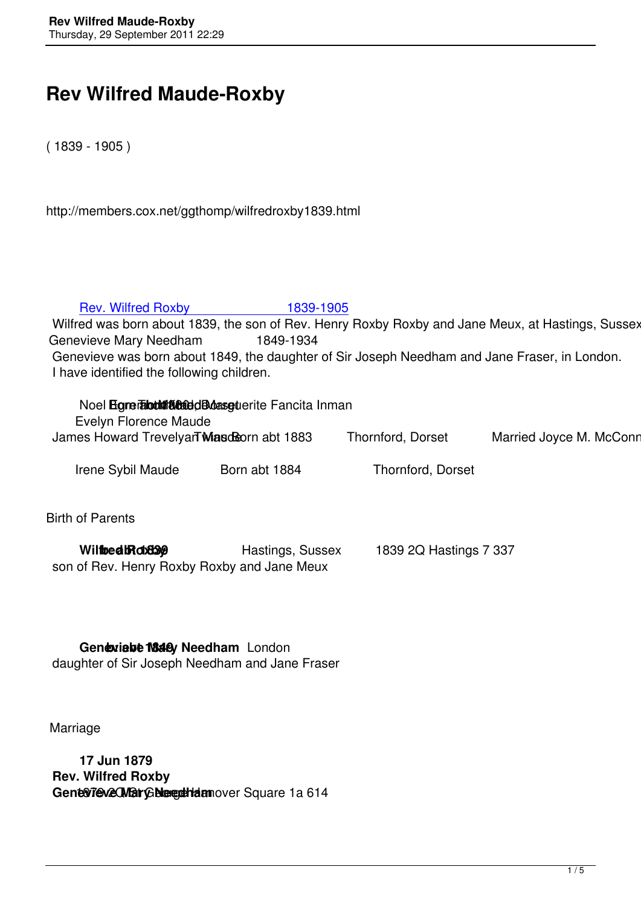# Rev Wilfred Maude-Roxby

( 1839 - 1905 )

http://members.cox.net/ggthomp/wilfredroxby1839.html

Rev. Wilfred Roxby 1839-1905

Wilfred was born about 1839, the son of Rev. Henry Roxby Roxby and Jane Meux, at Hastings, Sussex

Genevieve Mary Needham 1849-1934

Genevieve was born about 1849, the daughter of Sir Joseph Needham and Jane Fraser, in London.

I have identified the following children.

Noel Egerton Maude Born abt 1880 Thornford, Dorset Married Marguerite Fancita Inman

Evelyn Florence Maude

James Howard Trevelyan Maude Born abt 1883 Thornford, Dorset Married Joyce M. McConn

Irene Sybil Maude Born abt 1884 Thornford, Dorset

Birth of Parents

**Wilfred Roxby** born abt 1839 Hastings, Sussex 1839 2Q Hastings 7 337

son of Rev. Henry Roxby Roxby and Jane Meux

**Genevieve Mary Needham** born abt 1849 London

daughter of Sir Joseph Needham and Jane Fraser

Marriage

**17 Jun 1879**

**Rev. Wilfred Roxby**

**Genevieve Mary Needham** 1879 2Q St George Hanover Square 1a 614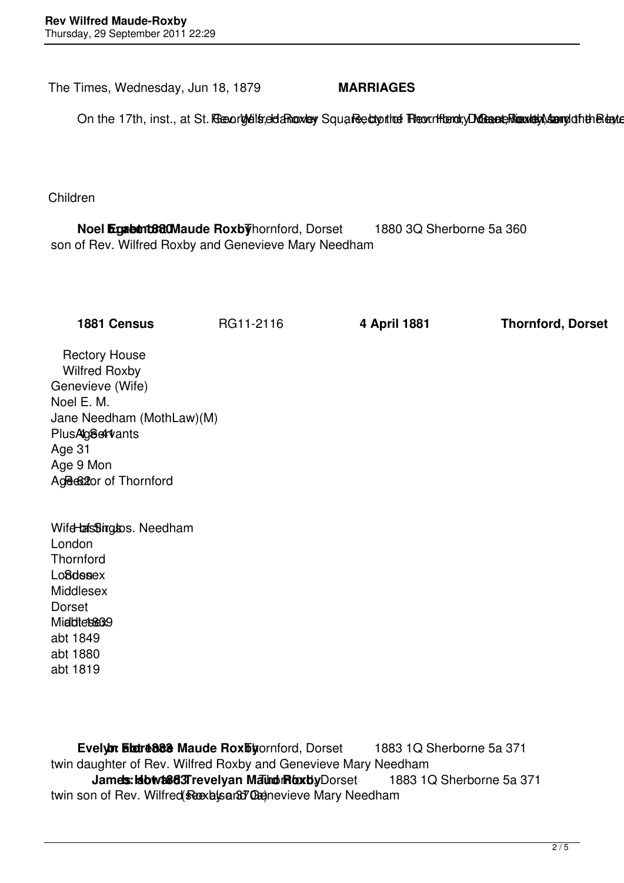The Times, Wednesday, Jun 18, 1879 **MARRIAGES**

On the 17th, inst., at St. George's, Hanover Square, by the Rev. Henry ... Rev. Wilfred Roxby, Rector of Thornford, Dorset ... Genevieve Mary ... the late ...

Children

**Noel Egerton Maude Roxby** abt 1880 Thornford, Dorset 1880 3Q Sherborne 5a 360
son of Rev. Wilfred Roxby and Genevieve Mary Needham

| **1881 Census** | RG11-2116 | **4 April 1881** | **Thornford, Dorset** |
|---|---|---|---|

| Name | Age | Occupation | Birthplace | County | Born |
|---|---|---|---|---|---|
| Rectory House | | | | | |
| Wilfred Roxby | Age 41 | Rector of Thornford | Hastings | Sussex | abt 1839 |
| Genevieve (Wife) | Age 31 | | London | Middlesex | abt 1849 |
| Noel E. M. | Age 9 Mon | | Thornford | Dorset | abt 1880 |
| Jane Needham (MothLaw)(M) | Age 62 | Wife of Jos. Needham | London | Middlesex | abt 1819 |
| Plus 4 Servants | | | | | |

**Evelyn Eleanore Maude Roxby** abt 1883 Thornford, Dorset 1883 1Q Sherborne 5a 371
twin daughter of Rev. Wilfred Roxby and Genevieve Mary Needham

**James Trevelyan Maude Roxby** abt 1883 Thornford, Dorset 1883 1Q Sherborne 5a 371
twin son of Rev. Wilfred Roxby and Genevieve Mary Needham (See also 370a)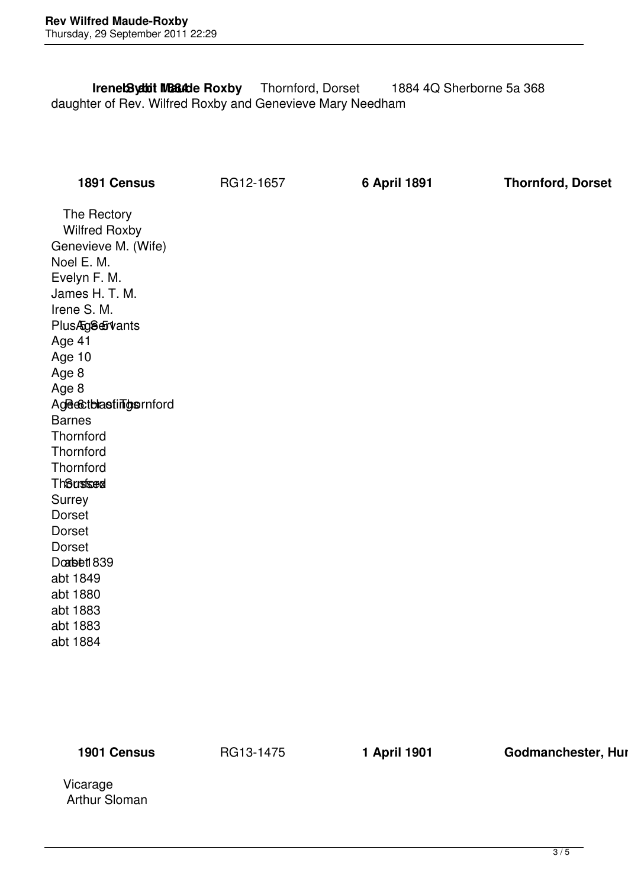**Irene Sybil Maude Roxby** abt 1884 Thornford, Dorset 1884 4Q Sherborne 5a 368

daughter of Rev. Wilfred Roxby and Genevieve Mary Needham

| **1891 Census** | RG12-1657 | **6 April 1891** | **Thornford, Dorset** | | |
|---|---|---|---|---|---|
| The Rectory | | | | | |
| Wilfred Roxby | Age 51 | Rector | Hastings | Sussex | abt 1839 |
| Genevieve M. (Wife) | Age 41 | | Barnes | Surrey | abt 1849 |
| Noel E. M. | Age 10 | | Thornford | Dorset | abt 1880 |
| Evelyn F. M. | Age 8 | | Thornford | Dorset | abt 1883 |
| James H. T. M. | Age 8 | | Thornford | Dorset | abt 1883 |
| Irene S. M. | Age 6 | | Thornford | Dorset | abt 1884 |
| Plus 5 Servants | | | | | |

| **1901 Census** | RG13-1475 | **1 April 1901** | **Godmanchester, Hun** |
|---|---|---|---|
| Vicarage | | | |
| Arthur Sloman | | | |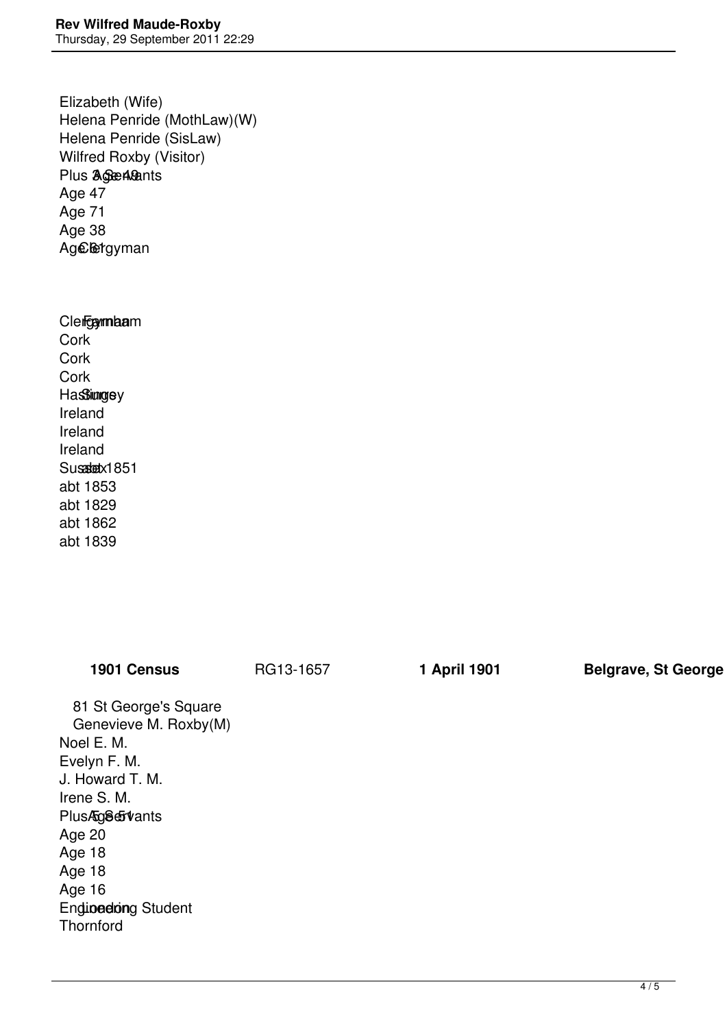Elizabeth (Wife)
Helena Penride (MothLaw)(W)
Helena Penride (SisLaw)
Wilfred Roxby (Visitor)
Plus 3 Servants
Age 49
Age 47
Age 71
Age 38
Age 61
Clergyman

Clergyman
Farnham
Cork
Cork
Cork
Hastings
Surrey
Ireland
Ireland
Ireland
Sussex
abt 1851
abt 1853
abt 1829
abt 1862
abt 1839

| 1901 Census | RG13-1657 | 1 April 1901 | Belgrave, St George |
|---|---|---|---|

81 St George's Square
Genevieve M. Roxby(M)
Noel E. M.
Evelyn F. M.
J. Howard T. M.
Irene S. M.
Plus 5 Servants
Age 51
Age 20
Age 18
Age 18
Age 16
Engineering Student
London
Thornford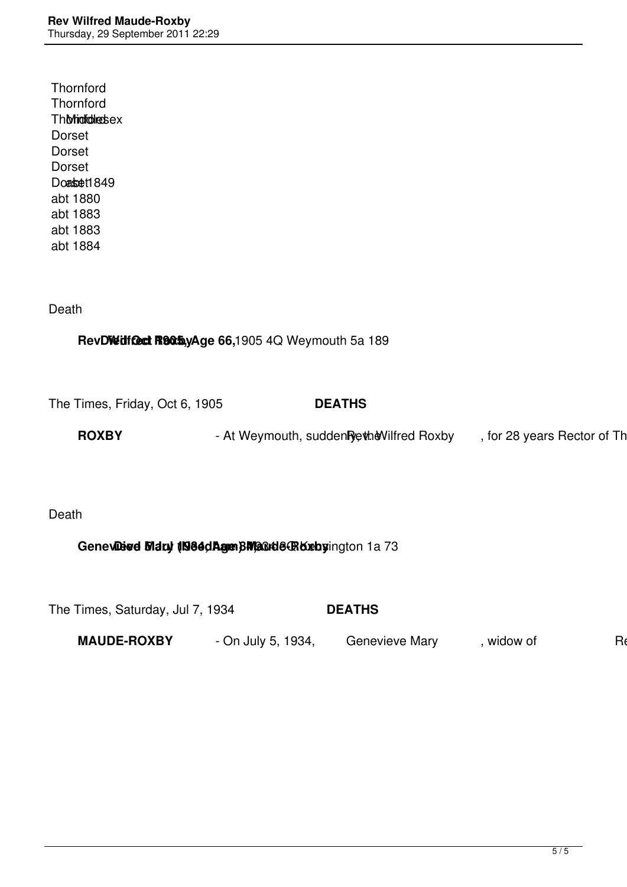Thornford
Thornford
Thornford Middlesex
Dorset
Dorset
Dorset
Dorset abt 1849
abt 1880
abt 1883
abt 1883
abt 1884

Death

**Rev Wilfred Roxby Died Oct 1905, Age 66,** 1905 4Q Weymouth 5a 189

The Times, Friday, Oct 6, 1905 **DEATHS**

**ROXBY** - At Weymouth, suddenly, the Rev. Wilfred Roxby, for 28 years Rector of Th

Death

**Genevieve Mary (Née) Maude-Roxby Died Jul 1934, Age 81,** 1934 3Q Kensington 1a 73

The Times, Saturday, Jul 7, 1934 **DEATHS**

**MAUDE-ROXBY** - On July 5, 1934, Genevieve Mary, widow of Re